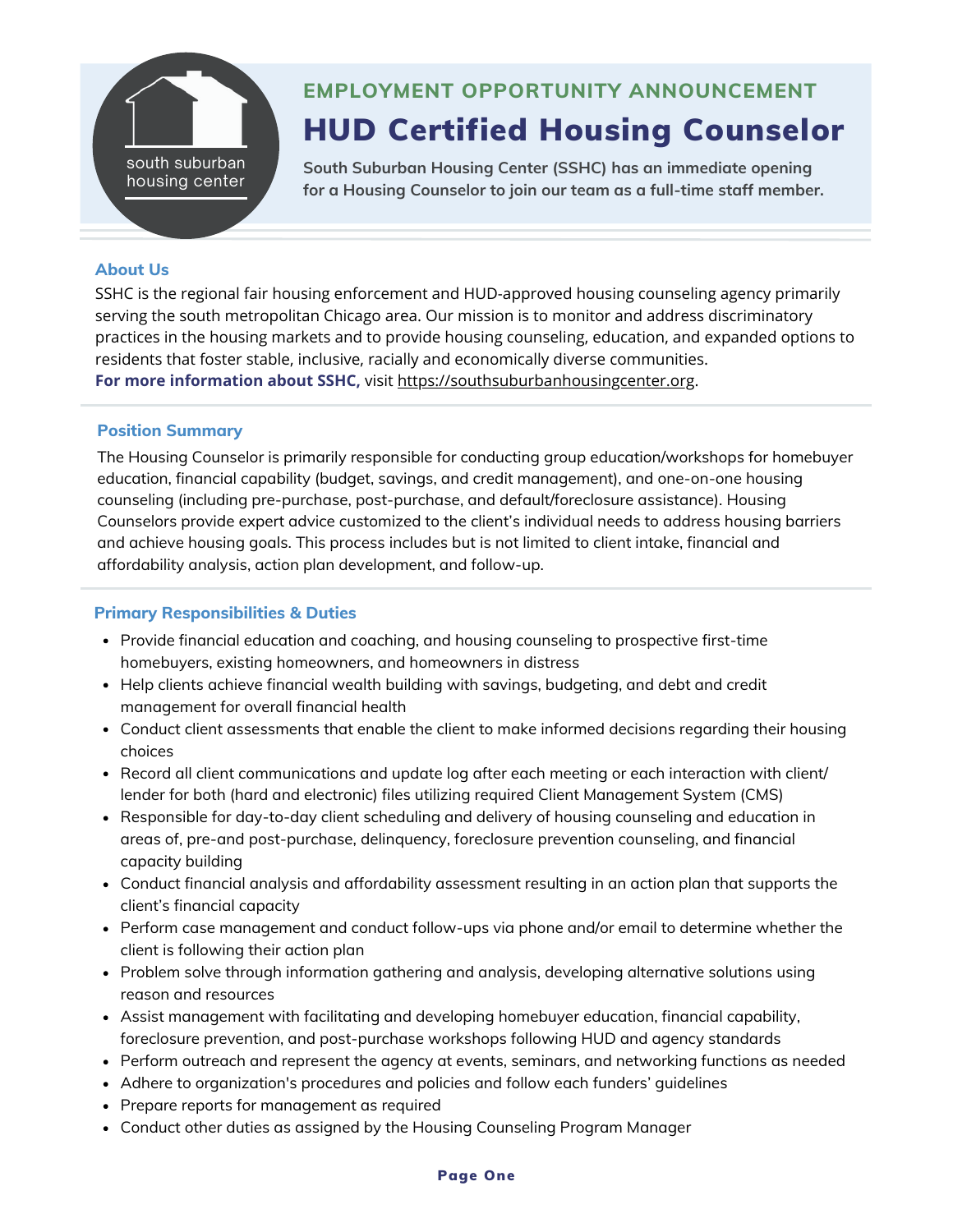south suburban housing center

## EMPLOYMENT OPPORTUNITY ANNOUNCEMENT

# HUD Certified Housing Counselor

**South Suburban Housing Center (SSHC) has an immediate opening for a Housing Counselor to join our team as a full-time staff member.**

### About Us

SSHC is the regional fair housing enforcement and HUD-approved housing counseling agency primarily serving the south metropolitan Chicago area. Our mission is to monitor and address discriminatory practices in the housing markets and to provide housing counseling, education, and expanded options to residents that foster stable, inclusive, racially and economically diverse communities.
**For more information about SSHC,** visit https://southsuburbanhousingcenter.org.

### Position Summary

The Housing Counselor is primarily responsible for conducting group education/workshops for homebuyer education, financial capability (budget, savings, and credit management), and one-on-one housing counseling (including pre-purchase, post-purchase, and default/foreclosure assistance). Housing Counselors provide expert advice customized to the client's individual needs to address housing barriers and achieve housing goals. This process includes but is not limited to client intake, financial and affordability analysis, action plan development, and follow-up.

### Primary Responsibilities & Duties

- Provide financial education and coaching, and housing counseling to prospective first-time homebuyers, existing homeowners, and homeowners in distress
- Help clients achieve financial wealth building with savings, budgeting, and debt and credit management for overall financial health
- Conduct client assessments that enable the client to make informed decisions regarding their housing choices
- Record all client communications and update log after each meeting or each interaction with client/ lender for both (hard and electronic) files utilizing required Client Management System (CMS)
- Responsible for day-to-day client scheduling and delivery of housing counseling and education in areas of, pre-and post-purchase, delinquency, foreclosure prevention counseling, and financial capacity building
- Conduct financial analysis and affordability assessment resulting in an action plan that supports the client's financial capacity
- Perform case management and conduct follow-ups via phone and/or email to determine whether the client is following their action plan
- Problem solve through information gathering and analysis, developing alternative solutions using reason and resources
- Assist management with facilitating and developing homebuyer education, financial capability, foreclosure prevention, and post-purchase workshops following HUD and agency standards
- Perform outreach and represent the agency at events, seminars, and networking functions as needed
- Adhere to organization's procedures and policies and follow each funders' guidelines
- Prepare reports for management as required
- Conduct other duties as assigned by the Housing Counseling Program Manager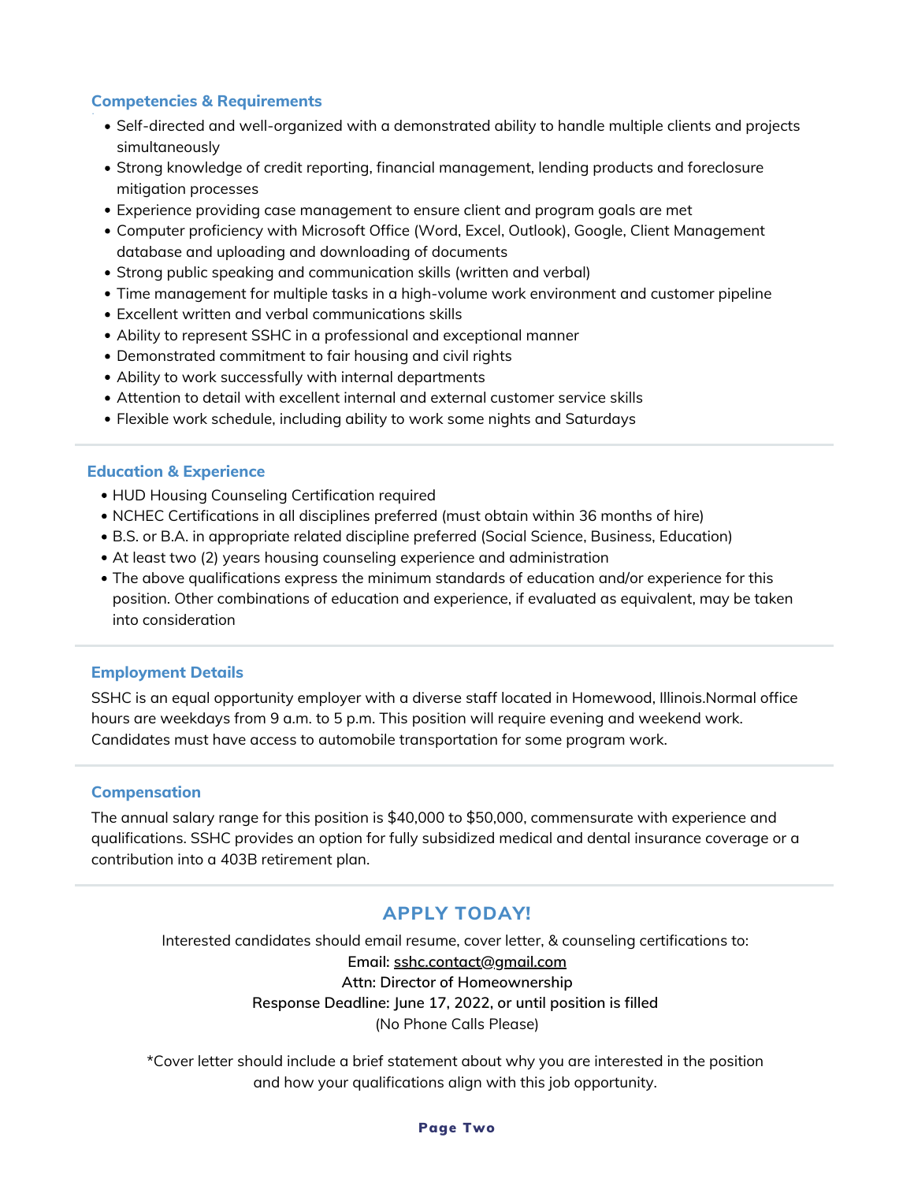## Competencies & Requirements

- Self-directed and well-organized with a demonstrated ability to handle multiple clients and projects simultaneously
- Strong knowledge of credit reporting, financial management, lending products and foreclosure mitigation processes
- Experience providing case management to ensure client and program goals are met
- Computer proficiency with Microsoft Office (Word, Excel, Outlook), Google, Client Management database and uploading and downloading of documents
- Strong public speaking and communication skills (written and verbal)
- Time management for multiple tasks in a high-volume work environment and customer pipeline
- Excellent written and verbal communications skills
- Ability to represent SSHC in a professional and exceptional manner
- Demonstrated commitment to fair housing and civil rights
- Ability to work successfully with internal departments
- Attention to detail with excellent internal and external customer service skills
- Flexible work schedule, including ability to work some nights and Saturdays

## Education & Experience

- HUD Housing Counseling Certification required
- NCHEC Certifications in all disciplines preferred (must obtain within 36 months of hire)
- B.S. or B.A. in appropriate related discipline preferred (Social Science, Business, Education)
- At least two (2) years housing counseling experience and administration
- The above qualifications express the minimum standards of education and/or experience for this position. Other combinations of education and experience, if evaluated as equivalent, may be taken into consideration

## Employment Details

SSHC is an equal opportunity employer with a diverse staff located in Homewood, Illinois.Normal office hours are weekdays from 9 a.m. to 5 p.m. This position will require evening and weekend work. Candidates must have access to automobile transportation for some program work.

## Compensation

The annual salary range for this position is $40,000 to $50,000, commensurate with experience and qualifications. SSHC provides an option for fully subsidized medical and dental insurance coverage or a contribution into a 403B retirement plan.

## APPLY TODAY!

Interested candidates should email resume, cover letter, & counseling certifications to:

**Email: sshc.contact@gmail.com**

**Attn: Director of Homeownership**

**Response Deadline: June 17, 2022, or until position is filled**

(No Phone Calls Please)

*Cover letter should include a brief statement about why you are interested in the position and how your qualifications align with this job opportunity.